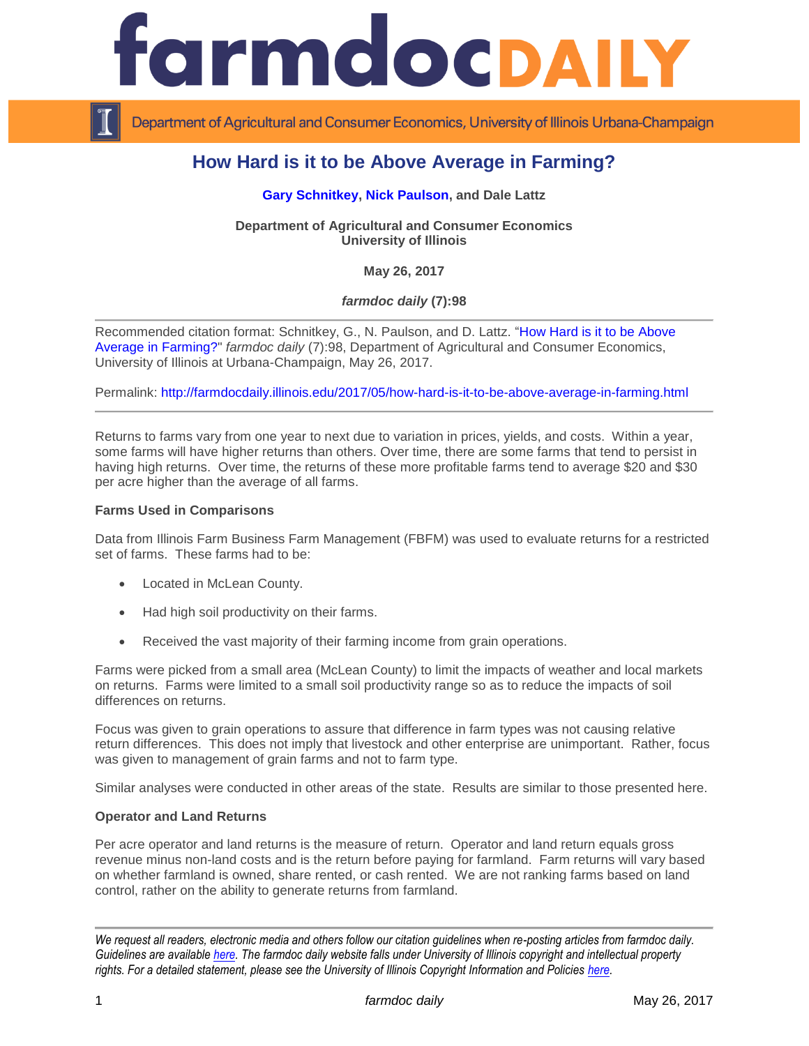# How Hard is it to be Above Average in Farming?

**Gary Schnitkey, Nick Paulson, and Dale Lattz**

**Department of Agricultural and Consumer Economics**
**University of Illinois**

**May 26, 2017**

***farmdoc daily* (7):98**

Recommended citation format: Schnitkey, G., N. Paulson, and D. Lattz. "How Hard is it to be Above Average in Farming?" *farmdoc daily* (7):98, Department of Agricultural and Consumer Economics, University of Illinois at Urbana-Champaign, May 26, 2017.

Permalink: http://farmdocdaily.illinois.edu/2017/05/how-hard-is-it-to-be-above-average-in-farming.html

Returns to farms vary from one year to next due to variation in prices, yields, and costs. Within a year, some farms will have higher returns than others. Over time, there are some farms that tend to persist in having high returns. Over time, the returns of these more profitable farms tend to average $20 and $30 per acre higher than the average of all farms.

**Farms Used in Comparisons**

Data from Illinois Farm Business Farm Management (FBFM) was used to evaluate returns for a restricted set of farms. These farms had to be:

- Located in McLean County.
- Had high soil productivity on their farms.
- Received the vast majority of their farming income from grain operations.

Farms were picked from a small area (McLean County) to limit the impacts of weather and local markets on returns. Farms were limited to a small soil productivity range so as to reduce the impacts of soil differences on returns.

Focus was given to grain operations to assure that difference in farm types was not causing relative return differences. This does not imply that livestock and other enterprise are unimportant. Rather, focus was given to management of grain farms and not to farm type.

Similar analyses were conducted in other areas of the state. Results are similar to those presented here.

**Operator and Land Returns**

Per acre operator and land returns is the measure of return. Operator and land return equals gross revenue minus non-land costs and is the return before paying for farmland. Farm returns will vary based on whether farmland is owned, share rented, or cash rented. We are not ranking farms based on land control, rather on the ability to generate returns from farmland.

*We request all readers, electronic media and others follow our citation guidelines when re-posting articles from farmdoc daily. Guidelines are available here. The farmdoc daily website falls under University of Illinois copyright and intellectual property rights. For a detailed statement, please see the University of Illinois Copyright Information and Policies here.*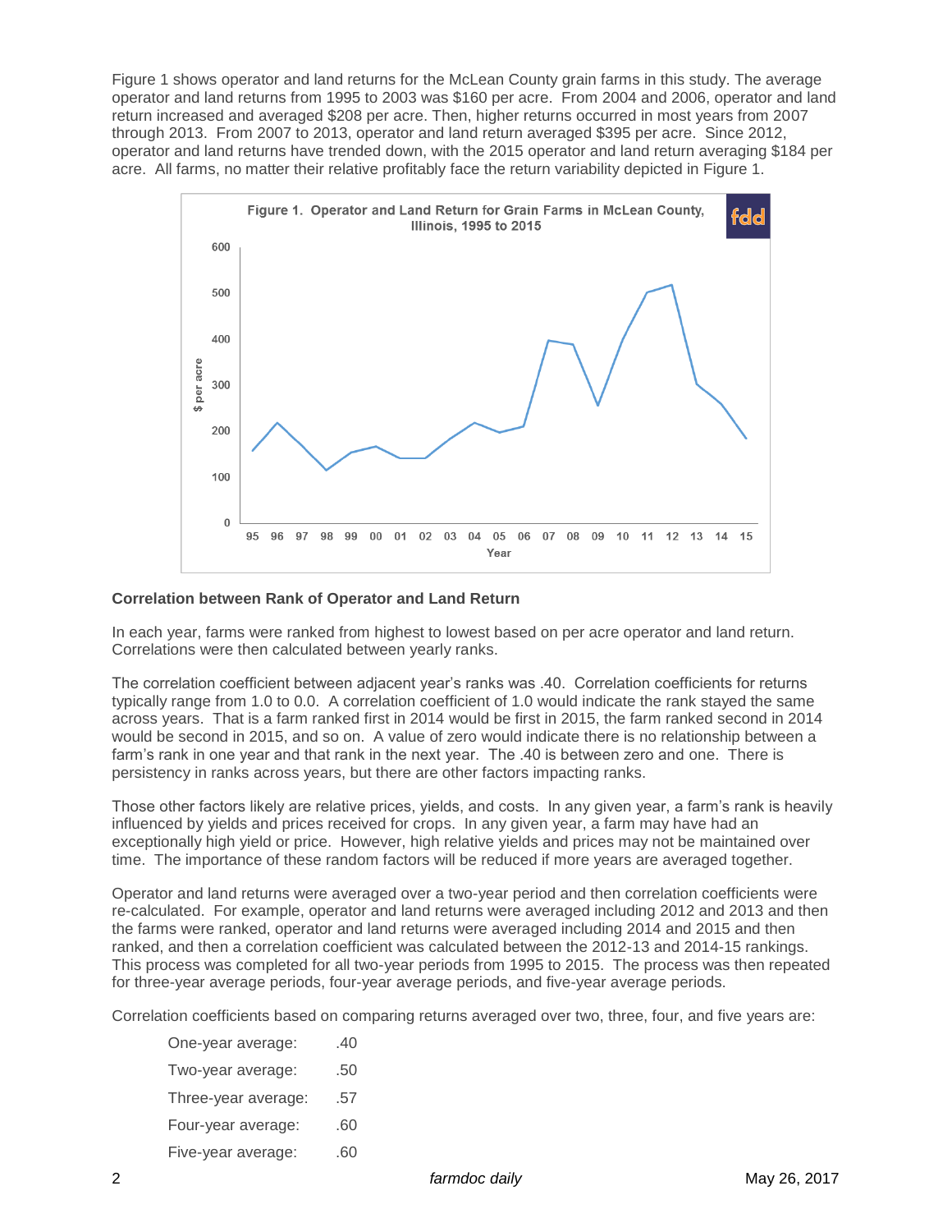Figure 1 shows operator and land returns for the McLean County grain farms in this study. The average operator and land returns from 1995 to 2003 was $160 per acre. From 2004 and 2006, operator and land return increased and averaged $208 per acre. Then, higher returns occurred in most years from 2007 through 2013. From 2007 to 2013, operator and land return averaged $395 per acre. Since 2012, operator and land returns have trended down, with the 2015 operator and land return averaging $184 per acre. All farms, no matter their relative profitably face the return variability depicted in Figure 1.

Figure 1. Operator and Land Return for Grain Farms in McLean County, Illinois, 1995 to 2015

## Correlation between Rank of Operator and Land Return

In each year, farms were ranked from highest to lowest based on per acre operator and land return. Correlations were then calculated between yearly ranks.

The correlation coefficient between adjacent year's ranks was .40. Correlation coefficients for returns typically range from 1.0 to 0.0. A correlation coefficient of 1.0 would indicate the rank stayed the same across years. That is a farm ranked first in 2014 would be first in 2015, the farm ranked second in 2014 would be second in 2015, and so on. A value of zero would indicate there is no relationship between a farm's rank in one year and that rank in the next year. The .40 is between zero and one. There is persistency in ranks across years, but there are other factors impacting ranks.

Those other factors likely are relative prices, yields, and costs. In any given year, a farm's rank is heavily influenced by yields and prices received for crops. In any given year, a farm may have had an exceptionally high yield or price. However, high relative yields and prices may not be maintained over time. The importance of these random factors will be reduced if more years are averaged together.

Operator and land returns were averaged over a two-year period and then correlation coefficients were re-calculated. For example, operator and land returns were averaged including 2012 and 2013 and then the farms were ranked, operator and land returns were averaged including 2014 and 2015 and then ranked, and then a correlation coefficient was calculated between the 2012-13 and 2014-15 rankings. This process was completed for all two-year periods from 1995 to 2015. The process was then repeated for three-year average periods, four-year average periods, and five-year average periods.

Correlation coefficients based on comparing returns averaged over two, three, four, and five years are:

| | |
|---|---|
| One-year average: | .40 |
| Two-year average: | .50 |
| Three-year average: | .57 |
| Four-year average: | .60 |
| Five-year average: | .60 |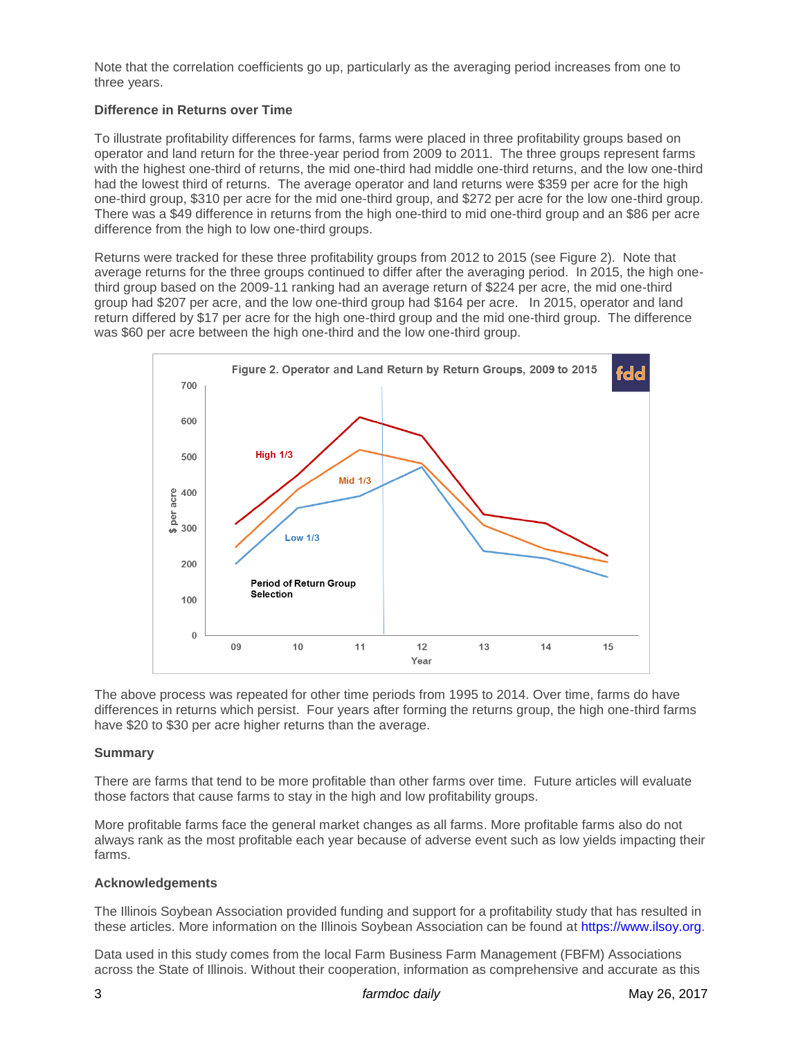Note that the correlation coefficients go up, particularly as the averaging period increases from one to three years.

**Difference in Returns over Time**

To illustrate profitability differences for farms, farms were placed in three profitability groups based on operator and land return for the three-year period from 2009 to 2011. The three groups represent farms with the highest one-third of returns, the mid one-third had middle one-third returns, and the low one-third had the lowest third of returns. The average operator and land returns were $359 per acre for the high one-third group, $310 per acre for the mid one-third group, and $272 per acre for the low one-third group. There was a $49 difference in returns from the high one-third to mid one-third group and an $86 per acre difference from the high to low one-third groups.

Returns were tracked for these three profitability groups from 2012 to 2015 (see Figure 2). Note that average returns for the three groups continued to differ after the averaging period. In 2015, the high one-third group based on the 2009-11 ranking had an average return of $224 per acre, the mid one-third group had $207 per acre, and the low one-third group had $164 per acre. In 2015, operator and land return differed by $17 per acre for the high one-third group and the mid one-third group. The difference was $60 per acre between the high one-third and the low one-third group.

Figure 2. Operator and Land Return by Return Groups, 2009 to 2015

The above process was repeated for other time periods from 1995 to 2014. Over time, farms do have differences in returns which persist. Four years after forming the returns group, the high one-third farms have $20 to $30 per acre higher returns than the average.

**Summary**

There are farms that tend to be more profitable than other farms over time. Future articles will evaluate those factors that cause farms to stay in the high and low profitability groups.

More profitable farms face the general market changes as all farms. More profitable farms also do not always rank as the most profitable each year because of adverse event such as low yields impacting their farms.

**Acknowledgements**

The Illinois Soybean Association provided funding and support for a profitability study that has resulted in these articles. More information on the Illinois Soybean Association can be found at https://www.ilsoy.org.

Data used in this study comes from the local Farm Business Farm Management (FBFM) Associations across the State of Illinois. Without their cooperation, information as comprehensive and accurate as this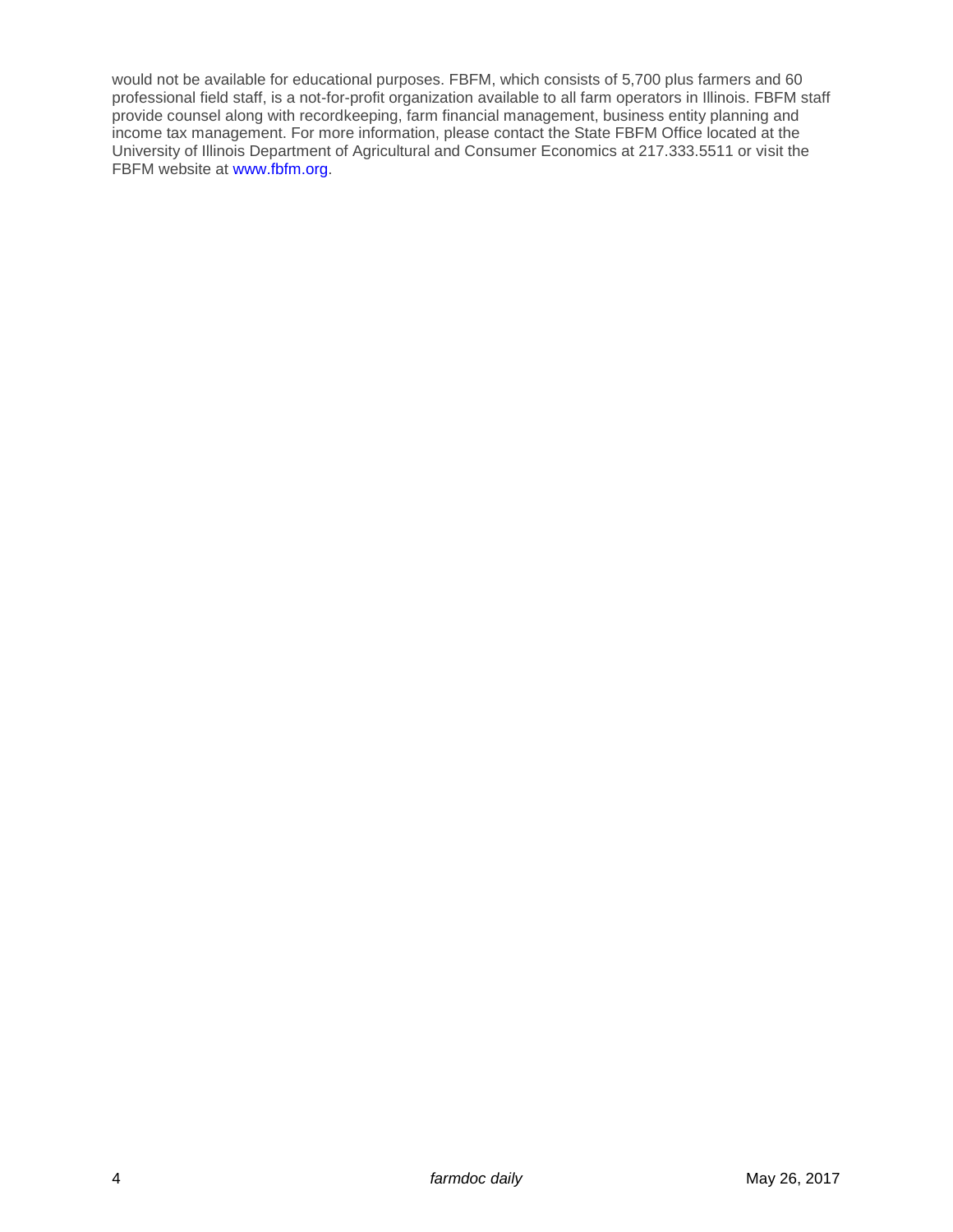would not be available for educational purposes. FBFM, which consists of 5,700 plus farmers and 60 professional field staff, is a not-for-profit organization available to all farm operators in Illinois. FBFM staff provide counsel along with recordkeeping, farm financial management, business entity planning and income tax management. For more information, please contact the State FBFM Office located at the University of Illinois Department of Agricultural and Consumer Economics at 217.333.5511 or visit the FBFM website at www.fbfm.org.